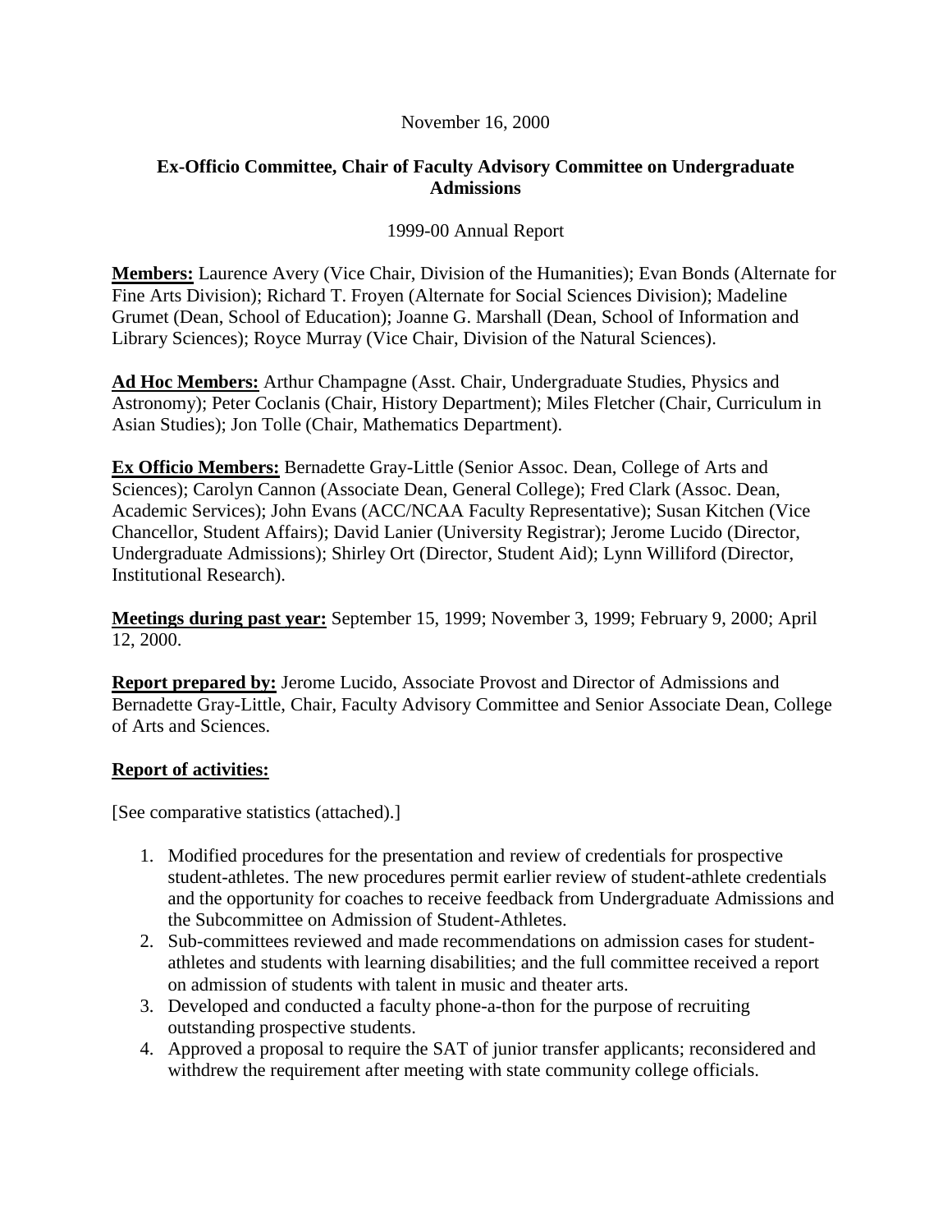November 16, 2000

**Ex-Officio Committee, Chair of Faculty Advisory Committee on Undergraduate Admissions**

1999-00 Annual Report

**Members:** Laurence Avery (Vice Chair, Division of the Humanities); Evan Bonds (Alternate for Fine Arts Division); Richard T. Froyen (Alternate for Social Sciences Division); Madeline Grumet (Dean, School of Education); Joanne G. Marshall (Dean, School of Information and Library Sciences); Royce Murray (Vice Chair, Division of the Natural Sciences).

**Ad Hoc Members:** Arthur Champagne (Asst. Chair, Undergraduate Studies, Physics and Astronomy); Peter Coclanis (Chair, History Department); Miles Fletcher (Chair, Curriculum in Asian Studies); Jon Tolle (Chair, Mathematics Department).

**Ex Officio Members:** Bernadette Gray-Little (Senior Assoc. Dean, College of Arts and Sciences); Carolyn Cannon (Associate Dean, General College); Fred Clark (Assoc. Dean, Academic Services); John Evans (ACC/NCAA Faculty Representative); Susan Kitchen (Vice Chancellor, Student Affairs); David Lanier (University Registrar); Jerome Lucido (Director, Undergraduate Admissions); Shirley Ort (Director, Student Aid); Lynn Williford (Director, Institutional Research).

**Meetings during past year:** September 15, 1999; November 3, 1999; February 9, 2000; April 12, 2000.

**Report prepared by:** Jerome Lucido, Associate Provost and Director of Admissions and Bernadette Gray-Little, Chair, Faculty Advisory Committee and Senior Associate Dean, College of Arts and Sciences.

**Report of activities:**

[See comparative statistics (attached).]

1. Modified procedures for the presentation and review of credentials for prospective student-athletes. The new procedures permit earlier review of student-athlete credentials and the opportunity for coaches to receive feedback from Undergraduate Admissions and the Subcommittee on Admission of Student-Athletes.
2. Sub-committees reviewed and made recommendations on admission cases for student-athletes and students with learning disabilities; and the full committee received a report on admission of students with talent in music and theater arts.
3. Developed and conducted a faculty phone-a-thon for the purpose of recruiting outstanding prospective students.
4. Approved a proposal to require the SAT of junior transfer applicants; reconsidered and withdrew the requirement after meeting with state community college officials.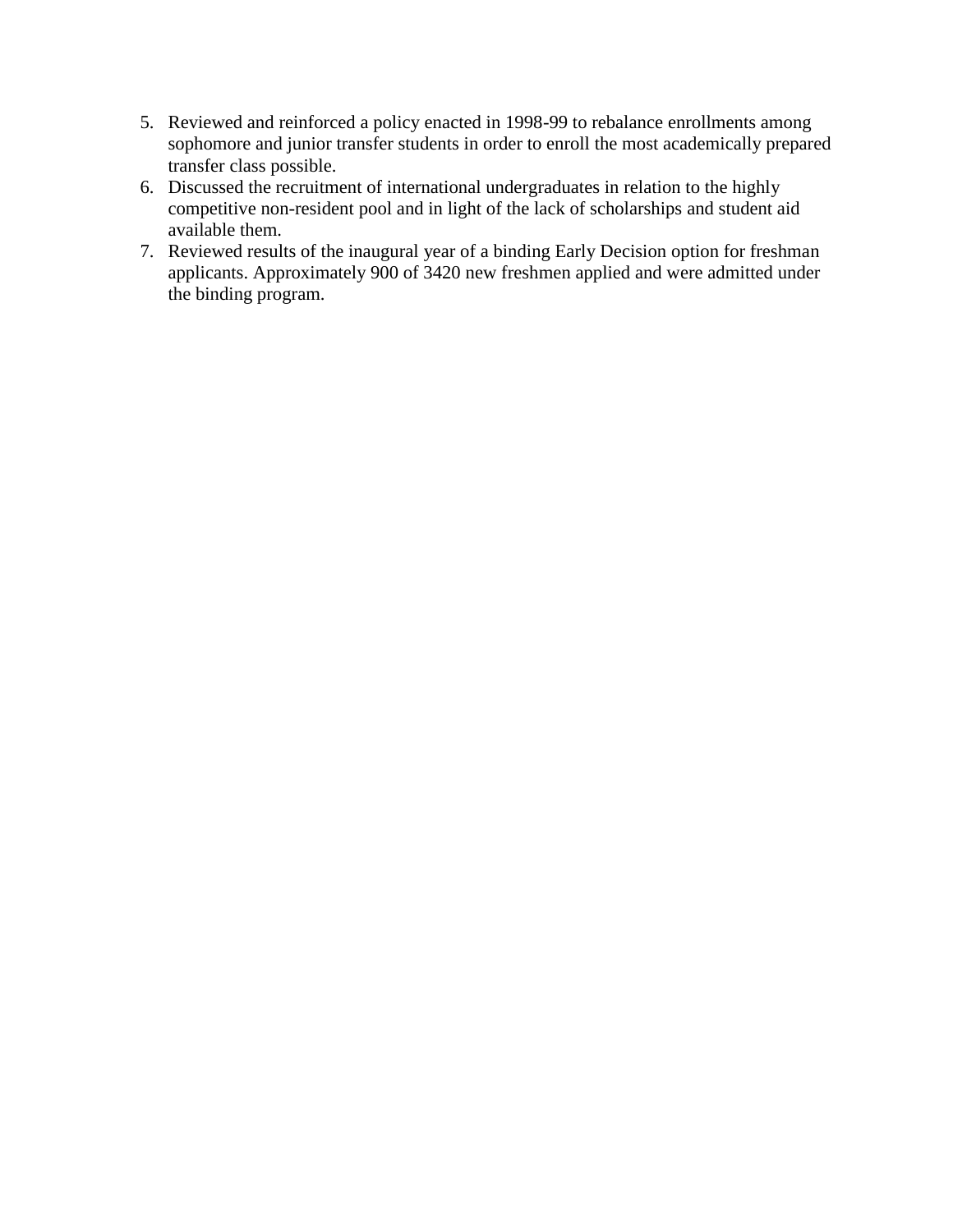5. Reviewed and reinforced a policy enacted in 1998-99 to rebalance enrollments among sophomore and junior transfer students in order to enroll the most academically prepared transfer class possible.
6. Discussed the recruitment of international undergraduates in relation to the highly competitive non-resident pool and in light of the lack of scholarships and student aid available them.
7. Reviewed results of the inaugural year of a binding Early Decision option for freshman applicants. Approximately 900 of 3420 new freshmen applied and were admitted under the binding program.